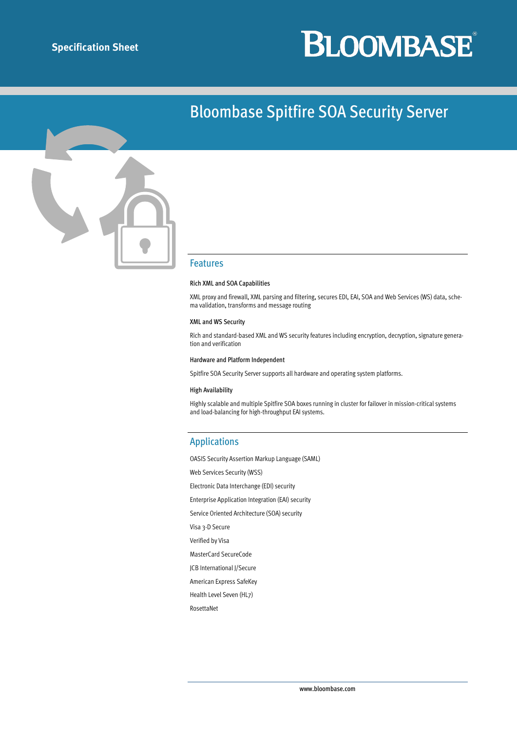Specification Sheet

BLOOMBASE

# Bloombase Spitfire SOA Security Server

## Features

### Rich XML and SOA Capabilities

XML proxy and firewall, XML parsing and filtering, secures EDI, EAI, SOA and Web Services (WS) data, schema validation, transforms and message routing

### XML and WS Security

Rich and standard-based XML and WS security features including encryption, decryption, signature generation and verification

### Hardware and Platform Independent

Spitfire SOA Security Server supports all hardware and operating system platforms.

### High Availability

Highly scalable and multiple Spitfire SOA boxes running in cluster for failover in mission-critical systems and load-balancing for high-throughput EAI systems.

## Applications

OASIS Security Assertion Markup Language (SAML)

Web Services Security (WSS)

Electronic Data Interchange (EDI) security

Enterprise Application Integration (EAI) security

Service Oriented Architecture (SOA) security

Visa 3-D Secure

Verified by Visa

MasterCard SecureCode

JCB International J/Secure

American Express SafeKey

Health Level Seven (HL7)

RosettaNet

www.bloombase.com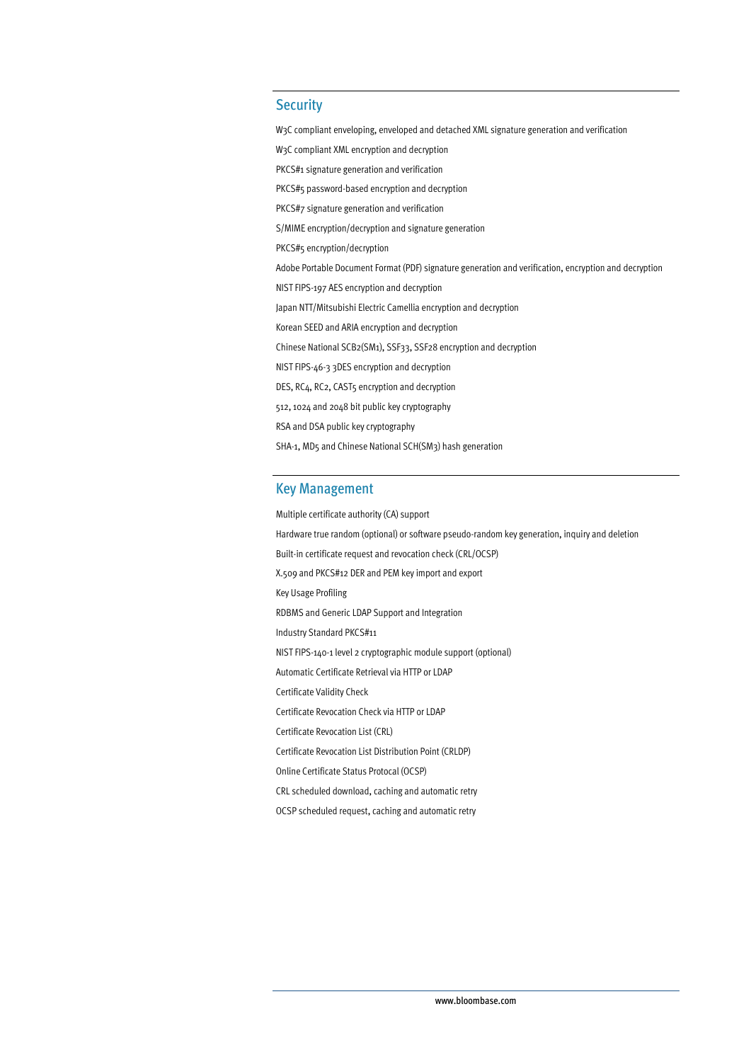## Security

W3C compliant enveloping, enveloped and detached XML signature generation and verification

W3C compliant XML encryption and decryption

PKCS#1 signature generation and verification

PKCS#5 password-based encryption and decryption

PKCS#7 signature generation and verification

S/MIME encryption/decryption and signature generation

PKCS#5 encryption/decryption

Adobe Portable Document Format (PDF) signature generation and verification, encryption and decryption

NIST FIPS-197 AES encryption and decryption

Japan NTT/Mitsubishi Electric Camellia encryption and decryption

Korean SEED and ARIA encryption and decryption

Chinese National SCB2(SM1), SSF33, SSF28 encryption and decryption

NIST FIPS-46-3 3DES encryption and decryption

DES, RC4, RC2, CAST5 encryption and decryption

512, 1024 and 2048 bit public key cryptography

RSA and DSA public key cryptography

SHA-1, MD5 and Chinese National SCH(SM3) hash generation

## Key Management

Multiple certificate authority (CA) support

Hardware true random (optional) or software pseudo-random key generation, inquiry and deletion

Built-in certificate request and revocation check (CRL/OCSP)

X.509 and PKCS#12 DER and PEM key import and export

Key Usage Profiling

RDBMS and Generic LDAP Support and Integration

Industry Standard PKCS#11

NIST FIPS-140-1 level 2 cryptographic module support (optional)

Automatic Certificate Retrieval via HTTP or LDAP

Certificate Validity Check

Certificate Revocation Check via HTTP or LDAP

Certificate Revocation List (CRL)

Certificate Revocation List Distribution Point (CRLDP)

Online Certificate Status Protocal (OCSP)

CRL scheduled download, caching and automatic retry

OCSP scheduled request, caching and automatic retry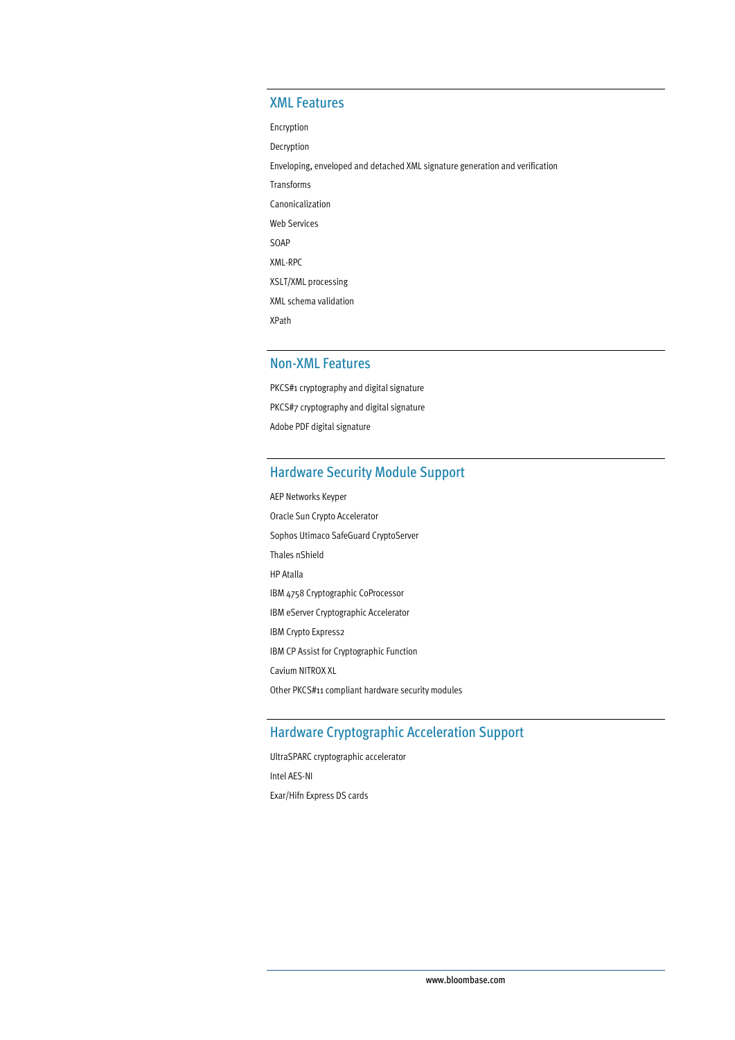## XML Features

Encryption

Decryption

Enveloping, enveloped and detached XML signature generation and verification

Transforms

Canonicalization

Web Services

SOAP

XML-RPC

XSLT/XML processing

XML schema validation

XPath

## Non-XML Features

PKCS#1 cryptography and digital signature

PKCS#7 cryptography and digital signature

Adobe PDF digital signature

## Hardware Security Module Support

AEP Networks Keyper

Oracle Sun Crypto Accelerator

Sophos Utimaco SafeGuard CryptoServer

Thales nShield

HP Atalla

IBM 4758 Cryptographic CoProcessor

IBM eServer Cryptographic Accelerator

IBM Crypto Express2

IBM CP Assist for Cryptographic Function

Cavium NITROX XL

Other PKCS#11 compliant hardware security modules

## Hardware Cryptographic Acceleration Support

UltraSPARC cryptographic accelerator

Intel AES-NI

Exar/Hifn Express DS cards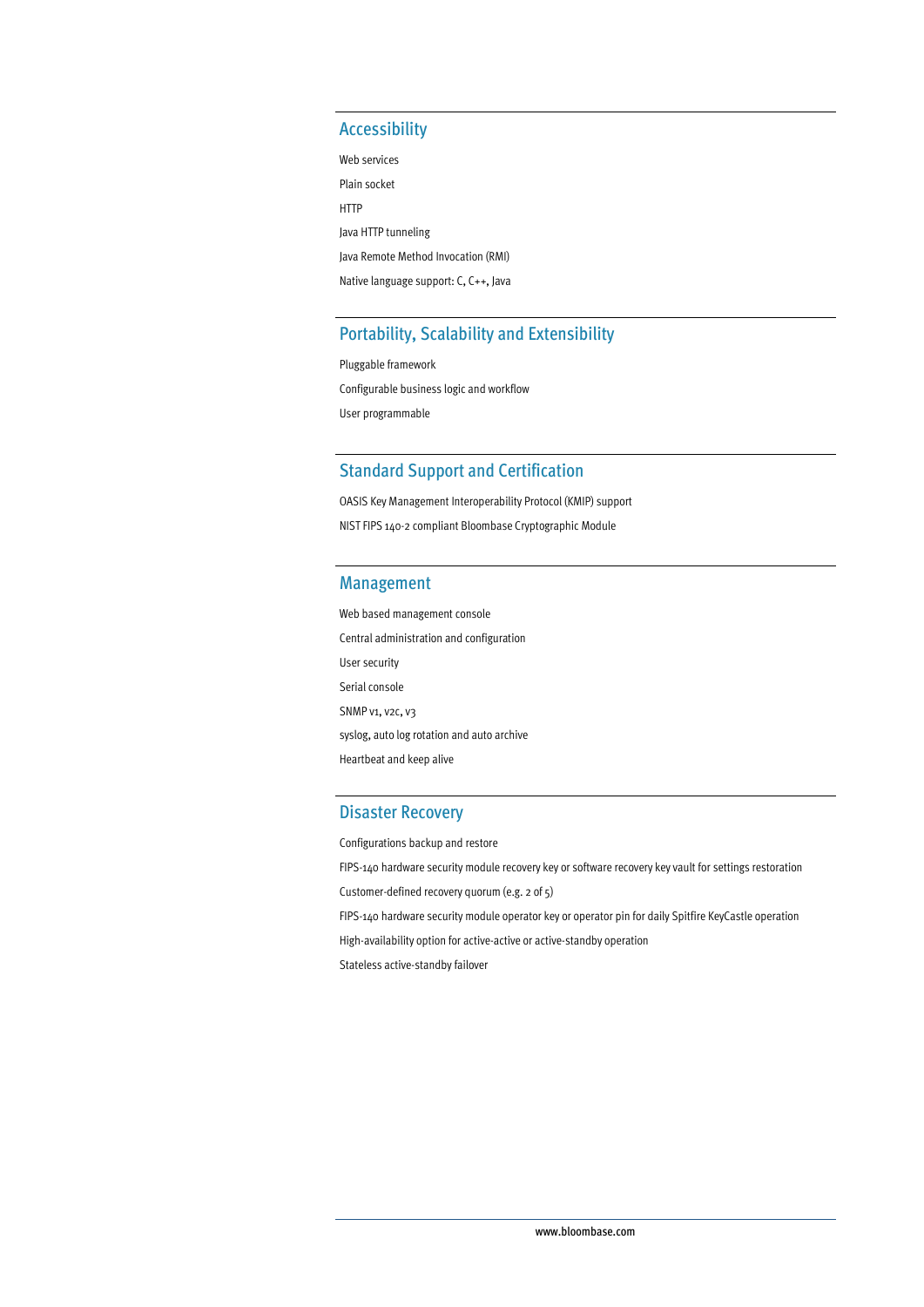## Accessibility

Web services

Plain socket

HTTP

Java HTTP tunneling

Java Remote Method Invocation (RMI)

Native language support: C, C++, Java

## Portability, Scalability and Extensibility

Pluggable framework

Configurable business logic and workflow

User programmable

## Standard Support and Certification

OASIS Key Management Interoperability Protocol (KMIP) support

NIST FIPS 140-2 compliant Bloombase Cryptographic Module

## Management

Web based management console

Central administration and configuration

User security

Serial console

SNMP v1, v2c, v3

syslog, auto log rotation and auto archive

Heartbeat and keep alive

## Disaster Recovery

Configurations backup and restore

FIPS-140 hardware security module recovery key or software recovery key vault for settings restoration

Customer-defined recovery quorum (e.g. 2 of 5)

FIPS-140 hardware security module operator key or operator pin for daily Spitfire KeyCastle operation

High-availability option for active-active or active-standby operation

Stateless active-standby failover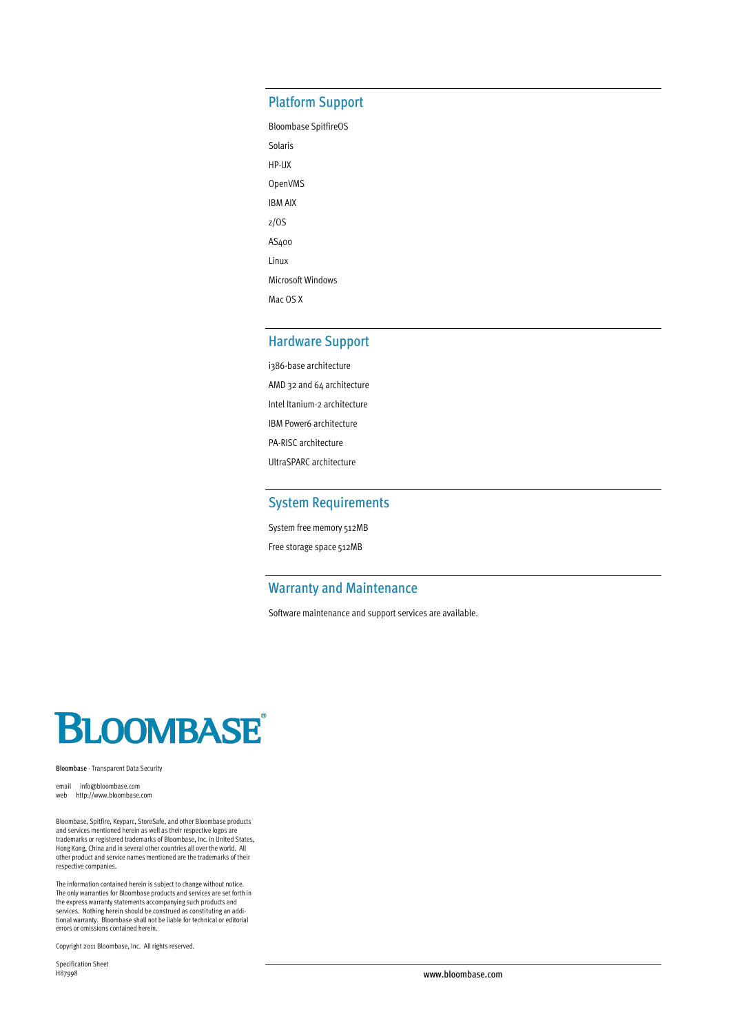## Platform Support

Bloombase SpitfireOS

Solaris

HP-UX

OpenVMS

IBM AIX

z/OS

AS400

Linux

Microsoft Windows

Mac OS X

## Hardware Support

i386-base architecture

AMD 32 and 64 architecture

Intel Itanium-2 architecture

IBM Power6 architecture

PA-RISC architecture

UltraSPARC architecture

## System Requirements

System free memory 512MB

Free storage space 512MB

## Warranty and Maintenance

Software maintenance and support services are available.

BLOOMBASE®

**Bloombase** - Transparent Data Security

email info@bloombase.com
web http://www.bloombase.com

Bloombase, Spitfire, Keyparc, StoreSafe, and other Bloombase products and services mentioned herein as well as their respective logos are trademarks or registered trademarks of Bloombase, Inc. in United States, Hong Kong, China and in several other countries all over the world. All other product and service names mentioned are the trademarks of their respective companies.

The information contained herein is subject to change without notice. The only warranties for Bloombase products and services are set forth in the express warranty statements accompanying such products and services. Nothing herein should be construed as constituting an additional warranty. Bloombase shall not be liable for technical or editorial errors or omissions contained herein.

Copyright 2011 Bloombase, Inc. All rights reserved.

Specification Sheet
H87998

www.bloombase.com